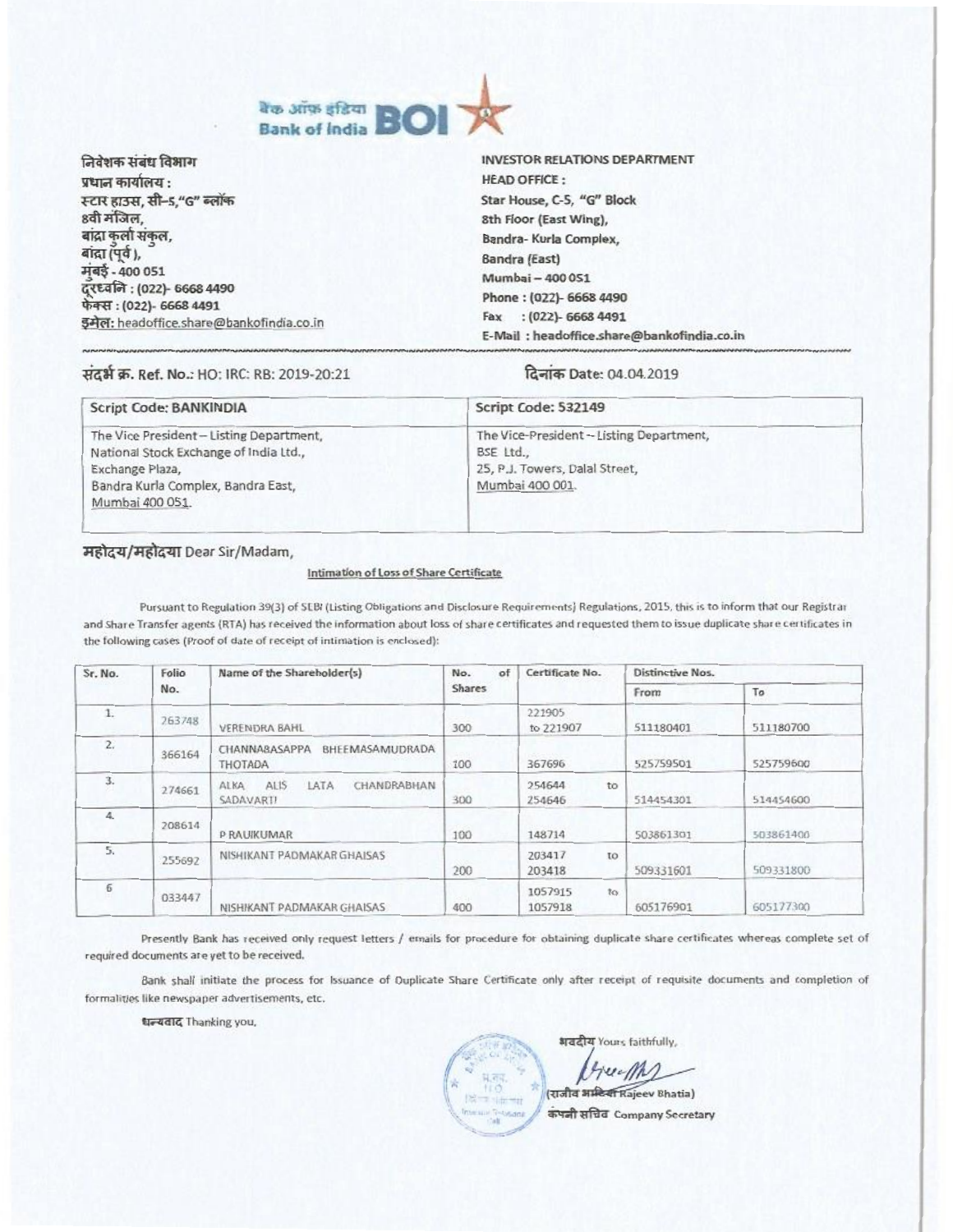बैंक ऑफ़ इंडिया Bank of India BOI

निवेशक संबंध विभाग
प्रधान कार्यालय :
स्टार हाउस, सी–5,"G" ब्लॉक
8वी मंजिल,
बांद्रा कुर्ला संकुल,
बांद्रा (पूर्व ),
मुंबई - 400 051
दूरध्वनि : (022)- 6668 4490
फेक्स : (022)- 6668 4491
इमेल: headoffice.share@bankofindia.co.in

INVESTOR RELATIONS DEPARTMENT
HEAD OFFICE :
Star House, C-5, "G" Block
8th Floor (East Wing),
Bandra- Kurla Complex,
Bandra (East)
Mumbai – 400 051
Phone : (022)- 6668 4490
Fax : (022)- 6668 4491
E-Mail : headoffice.share@bankofindia.co.in

संदर्भ क्र. Ref. No.: HO: IRC: RB: 2019-20:21

दिनांक Date: 04.04.2019

| Script Code: BANKINDIA | Script Code: 532149 |
|---|---|
| The Vice President – Listing Department, National Stock Exchange of India Ltd., Exchange Plaza, Bandra Kurla Complex, Bandra East, Mumbai 400 051. | The Vice-President – Listing Department, BSE Ltd., 25, P.J. Towers, Dalal Street, Mumbai 400 001. |

महोदय/महोदया Dear Sir/Madam,

**Intimation of Loss of Share Certificate**

Pursuant to Regulation 39(3) of SEBI (Listing Obligations and Disclosure Requirements) Regulations, 2015, this is to inform that our Registrar and Share Transfer agents (RTA) has received the information about loss of share certificates and requested them to issue duplicate share certificates in the following cases (Proof of date of receipt of intimation is enclosed):

| Sr. No. | Folio No. | Name of the Shareholder(s) | No. of Shares | Certificate No. | Distinctive Nos. | |
|---|---|---|---|---|---|---|
| | | | | | From | To |
| 1. | 263748 | VERENDRA BAHL | 300 | 221905 to 221907 | 511180401 | 511180700 |
| 2. | 366164 | CHANNABASAPPA BHEEMASAMUDRADA THOTADA | 100 | 367696 | 525759501 | 525759600 |
| 3. | 274661 | ALKA ALIS LATA CHANDRABHAN SADAVARTI | 300 | 254644 to 254646 | 514454301 | 514454600 |
| 4. | 208614 | P RAVIKUMAR | 100 | 148714 | 503861301 | 503861400 |
| 5. | 255692 | NISHIKANT PADMAKAR GHAISAS | 200 | 203417 to 203418 | 509331601 | 509331800 |
| 6 | 033447 | NISHIKANT PADMAKAR GHAISAS | 400 | 1057915 to 1057918 | 605176901 | 605177300 |

Presently Bank has received only request letters / emails for procedure for obtaining duplicate share certificates whereas complete set of required documents are yet to be received.

Bank shall initiate the process for Issuance of Duplicate Share Certificate only after receipt of requisite documents and completion of formalities like newspaper advertisements, etc.

धन्यवाद Thanking you,

भवदीय Yours faithfully,

(राजीव भाटिया Rajeev Bhatia)
कंपनी सचिव Company Secretary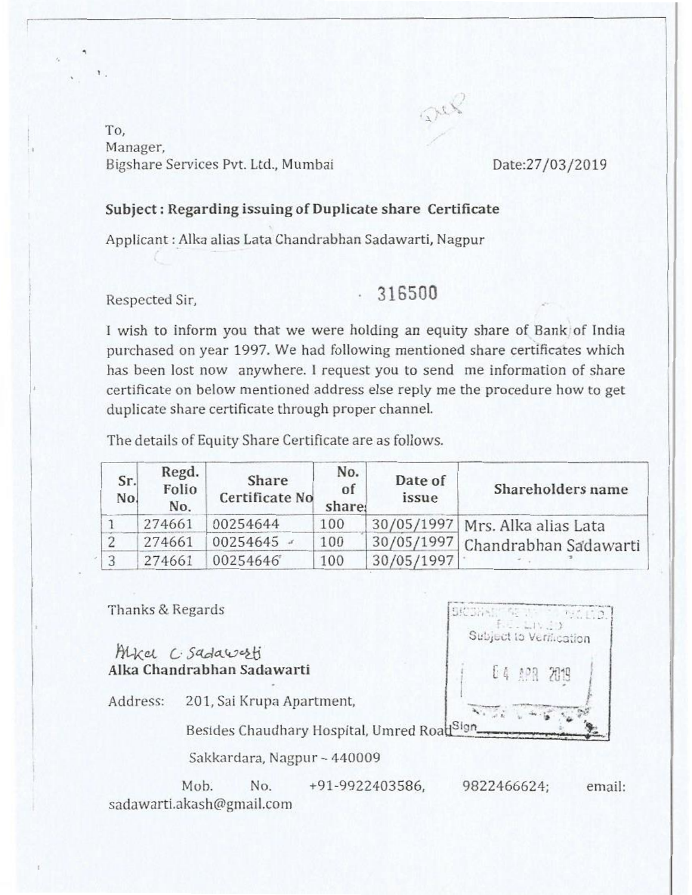To,
Manager,
Bigshare Services Pvt. Ltd., Mumbai

Date:27/03/2019

**Subject : Regarding issuing of Duplicate share Certificate**

Applicant : Alka alias Lata Chandrabhan Sadawarti, Nagpur

Respected Sir,

316500

I wish to inform you that we were holding an equity share of Bank of India purchased on year 1997. We had following mentioned share certificates which has been lost now anywhere. I request you to send me information of share certificate on below mentioned address else reply me the procedure how to get duplicate share certificate through proper channel.

The details of Equity Share Certificate are as follows.

| Sr. No. | Regd. Folio No. | Share Certificate No | No. of share | Date of issue | Shareholders name |
|---|---|---|---|---|---|
| 1 | 274661 | 00254644 | 100 | 30/05/1997 | Mrs. Alka alias Lata Chandrabhan Sadawarti |
| 2 | 274661 | 00254645 | 100 | 30/05/1997 | |
| 3 | 274661 | 00254646 | 100 | 30/05/1997 | |

Thanks & Regards

Alka C. Sadawarti
**Alka Chandrabhan Sadawarti**

Subject to Verification
04 APR 2019
Sign

Address: 201, Sai Krupa Apartment,
Besides Chaudhary Hospital, Umred Road
Sakkardara, Nagpur - 440009

Mob. No. +91-9922403586, 9822466624; email: sadawarti.akash@gmail.com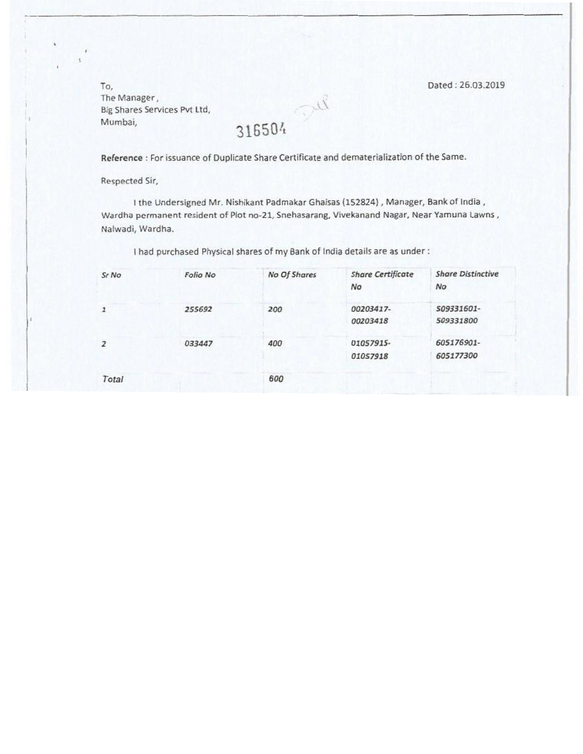To,
The Manager,
Big Shares Services Pvt Ltd,
Mumbai,

Dated : 26.03.2019

316504

**Reference** : For issuance of Duplicate Share Certificate and dematerialization of the Same.

Respected Sir,

I the Undersigned Mr. Nishikant Padmakar Ghaisas (152824), Manager, Bank of India, Wardha permanent resident of Plot no-21, Snehasarang, Vivekanand Nagar, Near Yamuna Lawns, Nalwadi, Wardha.

I had purchased Physical shares of my Bank of India details are as under :

| *Sr No* | *Folio No* | *No Of Shares* | *Share Certificate No* | *Share Distinctive No* |
|---|---|---|---|---|
| *1* | *255692* | *200* | *00203417-00203418* | *509331601-509331800* |
| *2* | *033447* | *400* | *01057915-01057918* | *605176901-605177300* |
| *Total* | | *600* | | |